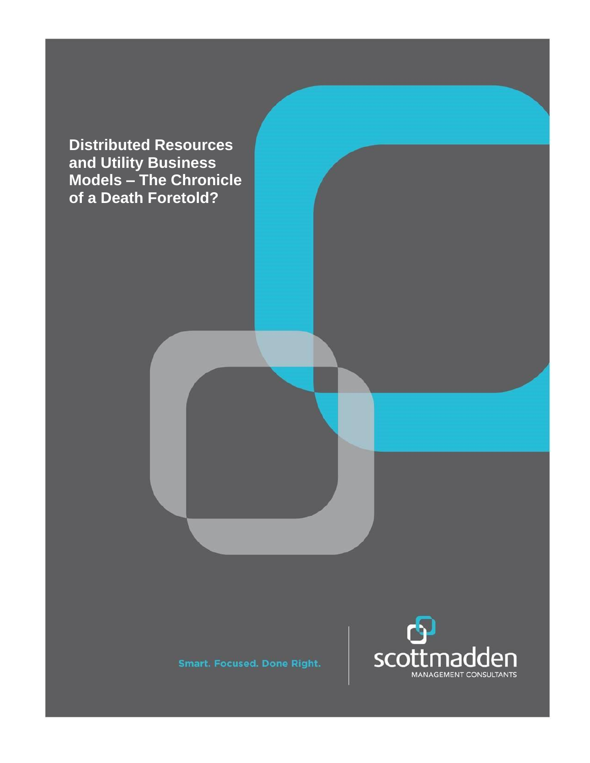# Distributed Resources and Utility Business Models – The Chronicle of a Death Foretold?

Smart. Focused. Done Right.

scottmadden

MANAGEMENT CONSULTANTS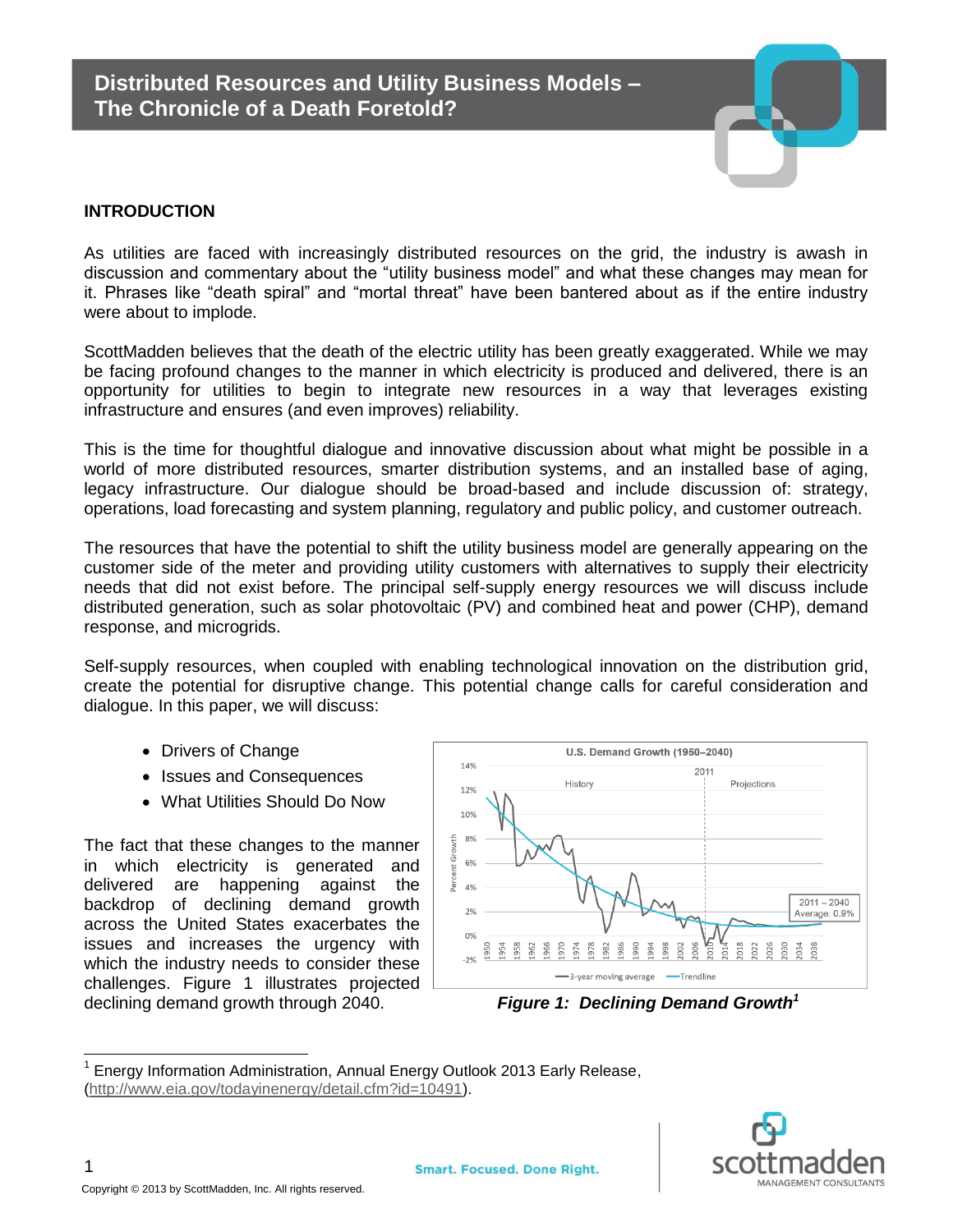# Distributed Resources and Utility Business Models – The Chronicle of a Death Foretold?

## INTRODUCTION

As utilities are faced with increasingly distributed resources on the grid, the industry is awash in discussion and commentary about the "utility business model" and what these changes may mean for it. Phrases like "death spiral" and "mortal threat" have been bantered about as if the entire industry were about to implode.

ScottMadden believes that the death of the electric utility has been greatly exaggerated. While we may be facing profound changes to the manner in which electricity is produced and delivered, there is an opportunity for utilities to begin to integrate new resources in a way that leverages existing infrastructure and ensures (and even improves) reliability.

This is the time for thoughtful dialogue and innovative discussion about what might be possible in a world of more distributed resources, smarter distribution systems, and an installed base of aging, legacy infrastructure. Our dialogue should be broad-based and include discussion of: strategy, operations, load forecasting and system planning, regulatory and public policy, and customer outreach.

The resources that have the potential to shift the utility business model are generally appearing on the customer side of the meter and providing utility customers with alternatives to supply their electricity needs that did not exist before. The principal self-supply energy resources we will discuss include distributed generation, such as solar photovoltaic (PV) and combined heat and power (CHP), demand response, and microgrids.

Self-supply resources, when coupled with enabling technological innovation on the distribution grid, create the potential for disruptive change. This potential change calls for careful consideration and dialogue. In this paper, we will discuss:

- Drivers of Change
- Issues and Consequences
- What Utilities Should Do Now

The fact that these changes to the manner in which electricity is generated and delivered are happening against the backdrop of declining demand growth across the United States exacerbates the issues and increases the urgency with which the industry needs to consider these challenges. Figure 1 illustrates projected declining demand growth through 2040.

**U.S. Demand Growth (1950–2040)**

*Figure 1: Declining Demand Growth*[1]

[1] Energy Information Administration, Annual Energy Outlook 2013 Early Release, (http://www.eia.gov/todayinenergy/detail.cfm?id=10491).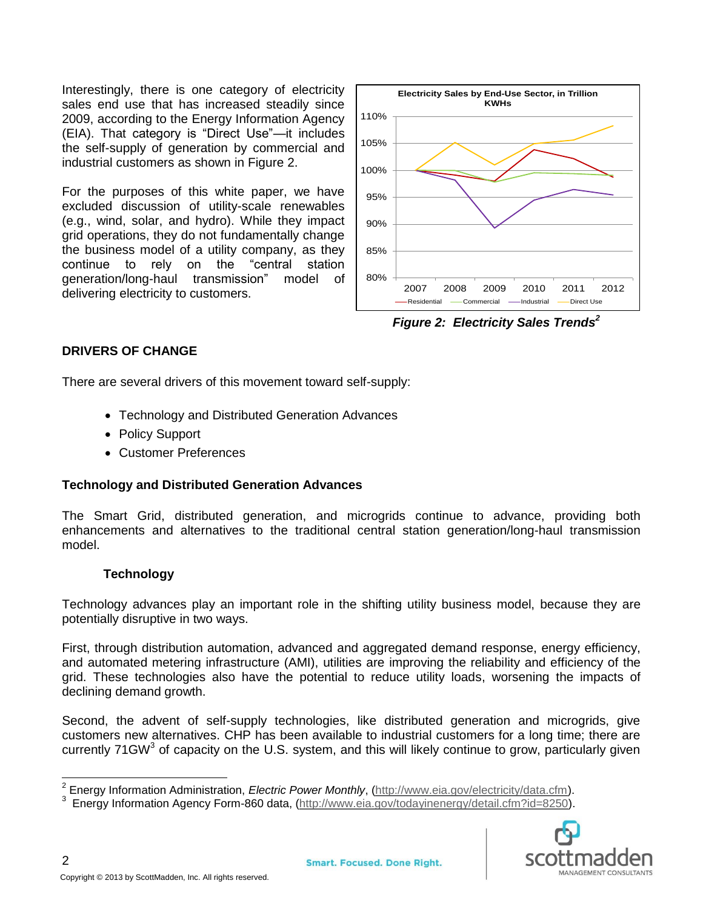Interestingly, there is one category of electricity sales end use that has increased steadily since 2009, according to the Energy Information Agency (EIA). That category is "Direct Use"—it includes the self-supply of generation by commercial and industrial customers as shown in Figure 2.

For the purposes of this white paper, we have excluded discussion of utility-scale renewables (e.g., wind, solar, and hydro). While they impact grid operations, they do not fundamentally change the business model of a utility company, as they continue to rely on the "central station generation/long-haul transmission" model of delivering electricity to customers.

***Figure 2: Electricity Sales Trends[2]***

## DRIVERS OF CHANGE

There are several drivers of this movement toward self-supply:

- Technology and Distributed Generation Advances
- Policy Support
- Customer Preferences

### Technology and Distributed Generation Advances

The Smart Grid, distributed generation, and microgrids continue to advance, providing both enhancements and alternatives to the traditional central station generation/long-haul transmission model.

#### Technology

Technology advances play an important role in the shifting utility business model, because they are potentially disruptive in two ways.

First, through distribution automation, advanced and aggregated demand response, energy efficiency, and automated metering infrastructure (AMI), utilities are improving the reliability and efficiency of the grid. These technologies also have the potential to reduce utility loads, worsening the impacts of declining demand growth.

Second, the advent of self-supply technologies, like distributed generation and microgrids, give customers new alternatives. CHP has been available to industrial customers for a long time; there are currently 71GW[3] of capacity on the U.S. system, and this will likely continue to grow, particularly given

---

[2] Energy Information Administration, *Electric Power Monthly*, (http://www.eia.gov/electricity/data.cfm).

[3] Energy Information Agency Form-860 data, (http://www.eia.gov/todayinenergy/detail.cfm?id=8250).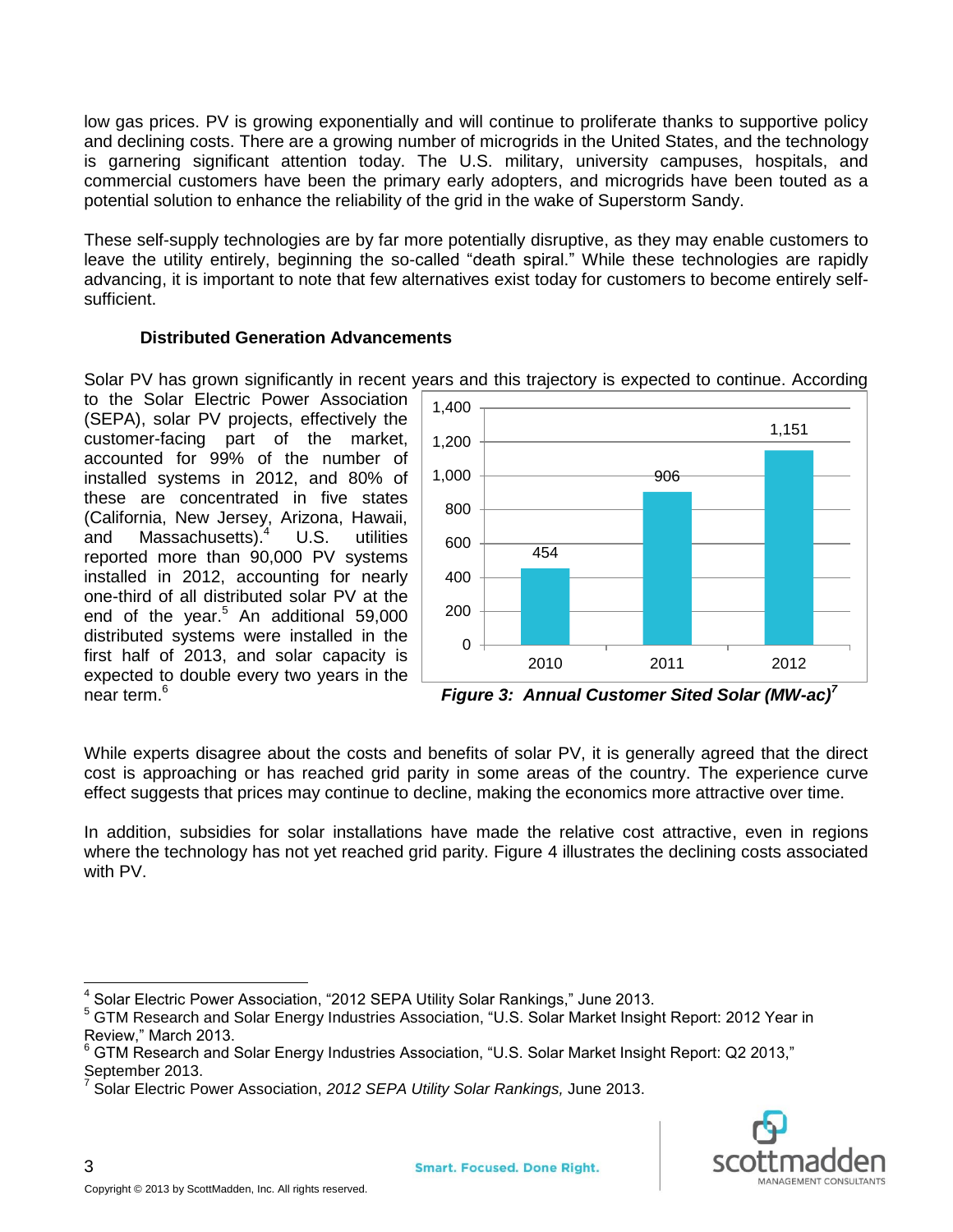low gas prices. PV is growing exponentially and will continue to proliferate thanks to supportive policy and declining costs. There are a growing number of microgrids in the United States, and the technology is garnering significant attention today. The U.S. military, university campuses, hospitals, and commercial customers have been the primary early adopters, and microgrids have been touted as a potential solution to enhance the reliability of the grid in the wake of Superstorm Sandy.

These self-supply technologies are by far more potentially disruptive, as they may enable customers to leave the utility entirely, beginning the so-called "death spiral." While these technologies are rapidly advancing, it is important to note that few alternatives exist today for customers to become entirely self-sufficient.

### Distributed Generation Advancements

Solar PV has grown significantly in recent years and this trajectory is expected to continue. According to the Solar Electric Power Association (SEPA), solar PV projects, effectively the customer-facing part of the market, accounted for 99% of the number of installed systems in 2012, and 80% of these are concentrated in five states (California, New Jersey, Arizona, Hawaii, and Massachusetts).[4] U.S. utilities reported more than 90,000 PV systems installed in 2012, accounting for nearly one-third of all distributed solar PV at the end of the year.[5] An additional 59,000 distributed systems were installed in the first half of 2013, and solar capacity is expected to double every two years in the near term.[6]

| Year | MW-ac |
|---|---|
| 2010 | 454 |
| 2011 | 906 |
| 2012 | 1,151 |

***Figure 3: Annual Customer Sited Solar (MW-ac)***[7]

While experts disagree about the costs and benefits of solar PV, it is generally agreed that the direct cost is approaching or has reached grid parity in some areas of the country. The experience curve effect suggests that prices may continue to decline, making the economics more attractive over time.

In addition, subsidies for solar installations have made the relative cost attractive, even in regions where the technology has not yet reached grid parity. Figure 4 illustrates the declining costs associated with PV.

---

[4] Solar Electric Power Association, "2012 SEPA Utility Solar Rankings," June 2013.

[5] GTM Research and Solar Energy Industries Association, "U.S. Solar Market Insight Report: 2012 Year in Review," March 2013.

[6] GTM Research and Solar Energy Industries Association, "U.S. Solar Market Insight Report: Q2 2013," September 2013.

[7] Solar Electric Power Association, *2012 SEPA Utility Solar Rankings,* June 2013.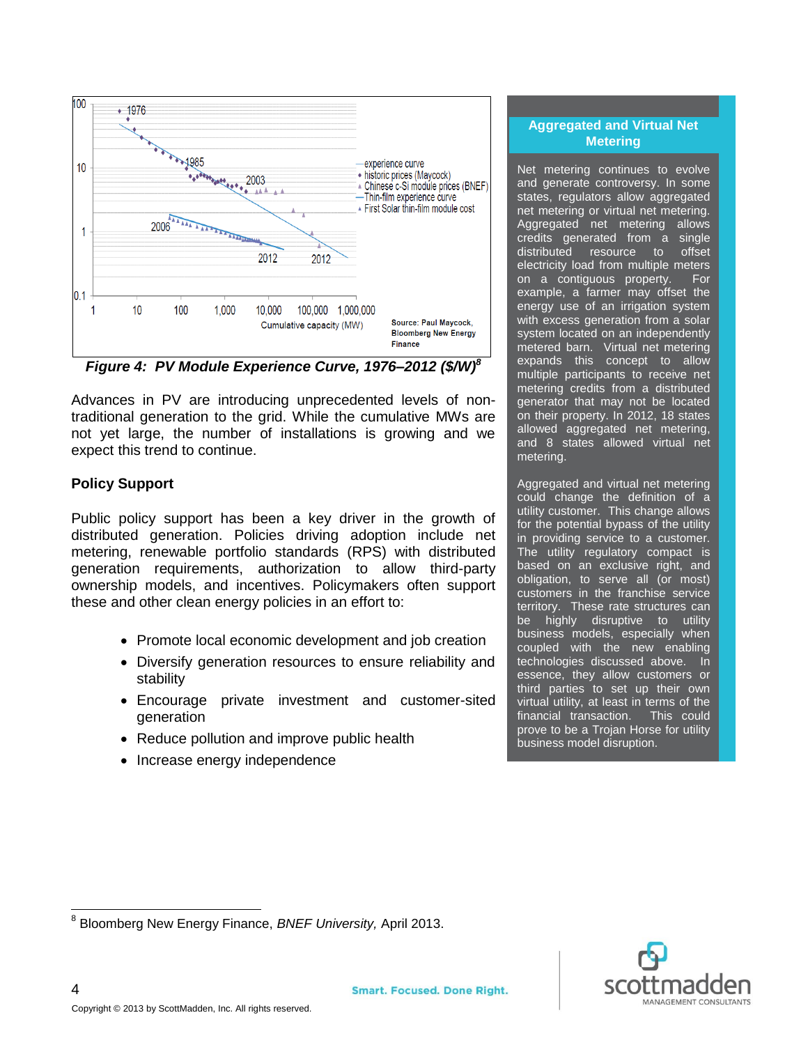Figure 4: *PV Module Experience Curve, 1976–2012 ($/W)*[8]

Advances in PV are introducing unprecedented levels of non-traditional generation to the grid. While the cumulative MWs are not yet large, the number of installations is growing and we expect this trend to continue.

**Policy Support**

Public policy support has been a key driver in the growth of distributed generation. Policies driving adoption include net metering, renewable portfolio standards (RPS) with distributed generation requirements, authorization to allow third-party ownership models, and incentives. Policymakers often support these and other clean energy policies in an effort to:

- Promote local economic development and job creation
- Diversify generation resources to ensure reliability and stability
- Encourage private investment and customer-sited generation
- Reduce pollution and improve public health
- Increase energy independence

**Aggregated and Virtual Net Metering**

Net metering continues to evolve and generate controversy. In some states, regulators allow aggregated net metering or virtual net metering. Aggregated net metering allows credits generated from a single distributed resource to offset electricity load from multiple meters on a contiguous property. For example, a farmer may offset the energy use of an irrigation system with excess generation from a solar system located on an independently metered barn. Virtual net metering expands this concept to allow multiple participants to receive net metering credits from a distributed generator that may not be located on their property. In 2012, 18 states allowed aggregated net metering, and 8 states allowed virtual net metering.

Aggregated and virtual net metering could change the definition of a utility customer. This change allows for the potential bypass of the utility in providing service to a customer. The utility regulatory compact is based on an exclusive right, and obligation, to serve all (or most) customers in the franchise service territory. These rate structures can be highly disruptive to utility business models, especially when coupled with the new enabling technologies discussed above. In essence, they allow customers or third parties to set up their own virtual utility, at least in terms of the financial transaction. This could prove to be a Trojan Horse for utility business model disruption.

[8] Bloomberg New Energy Finance, *BNEF University,* April 2013.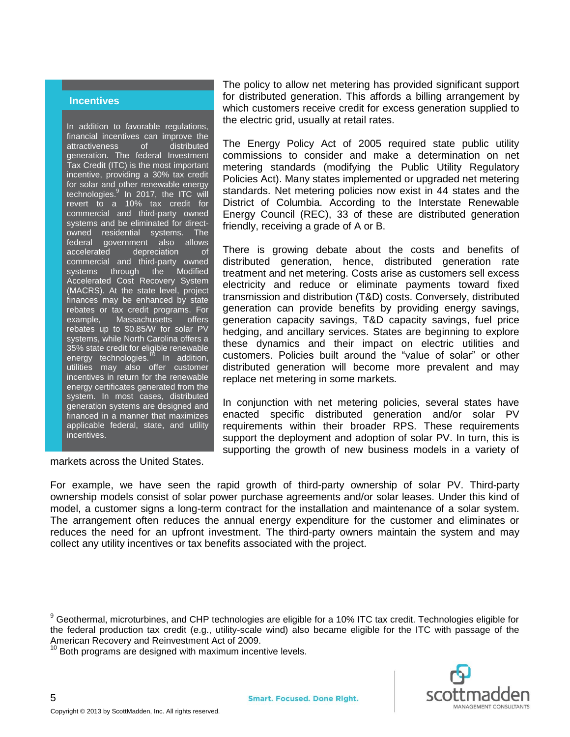## Incentives

In addition to favorable regulations, financial incentives can improve the attractiveness of distributed generation. The federal Investment Tax Credit (ITC) is the most important incentive, providing a 30% tax credit for solar and other renewable energy technologies.[9] In 2017, the ITC will revert to a 10% tax credit for commercial and third-party owned systems and be eliminated for direct-owned residential systems. The federal government also allows accelerated depreciation of commercial and third-party owned systems through the Modified Accelerated Cost Recovery System (MACRS). At the state level, project finances may be enhanced by state rebates or tax credit programs. For example, Massachusetts offers rebates up to $0.85/W for solar PV systems, while North Carolina offers a 35% state credit for eligible renewable energy technologies.[10] In addition, utilities may also offer customer incentives in return for the renewable energy certificates generated from the system. In most cases, distributed generation systems are designed and financed in a manner that maximizes applicable federal, state, and utility incentives.

The policy to allow net metering has provided significant support for distributed generation. This affords a billing arrangement by which customers receive credit for excess generation supplied to the electric grid, usually at retail rates.

The Energy Policy Act of 2005 required state public utility commissions to consider and make a determination on net metering standards (modifying the Public Utility Regulatory Policies Act). Many states implemented or upgraded net metering standards. Net metering policies now exist in 44 states and the District of Columbia. According to the Interstate Renewable Energy Council (REC), 33 of these are distributed generation friendly, receiving a grade of A or B.

There is growing debate about the costs and benefits of distributed generation, hence, distributed generation rate treatment and net metering. Costs arise as customers sell excess electricity and reduce or eliminate payments toward fixed transmission and distribution (T&D) costs. Conversely, distributed generation can provide benefits by providing energy savings, generation capacity savings, T&D capacity savings, fuel price hedging, and ancillary services. States are beginning to explore these dynamics and their impact on electric utilities and customers. Policies built around the "value of solar" or other distributed generation will become more prevalent and may replace net metering in some markets.

In conjunction with net metering policies, several states have enacted specific distributed generation and/or solar PV requirements within their broader RPS. These requirements support the deployment and adoption of solar PV. In turn, this is supporting the growth of new business models in a variety of markets across the United States.

For example, we have seen the rapid growth of third-party ownership of solar PV. Third-party ownership models consist of solar power purchase agreements and/or solar leases. Under this kind of model, a customer signs a long-term contract for the installation and maintenance of a solar system. The arrangement often reduces the annual energy expenditure for the customer and eliminates or reduces the need for an upfront investment. The third-party owners maintain the system and may collect any utility incentives or tax benefits associated with the project.

---

[9] Geothermal, microturbines, and CHP technologies are eligible for a 10% ITC tax credit. Technologies eligible for the federal production tax credit (e.g., utility-scale wind) also became eligible for the ITC with passage of the American Recovery and Reinvestment Act of 2009.

[10] Both programs are designed with maximum incentive levels.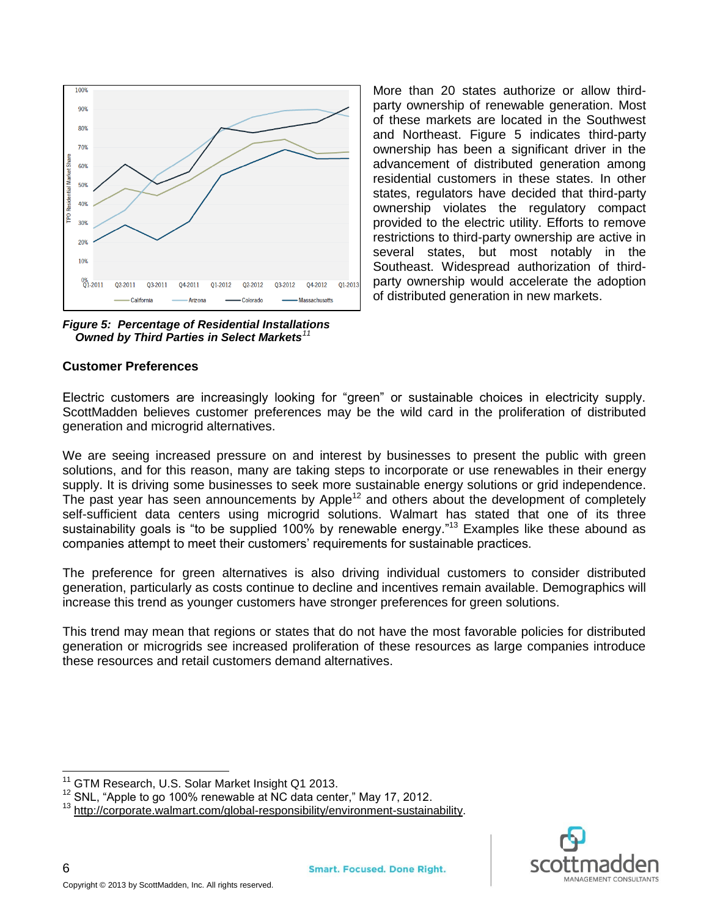More than 20 states authorize or allow third-party ownership of renewable generation. Most of these markets are located in the Southwest and Northeast. Figure 5 indicates third-party ownership has been a significant driver in the advancement of distributed generation among residential customers in these states. In other states, regulators have decided that third-party ownership violates the regulatory compact provided to the electric utility. Efforts to remove restrictions to third-party ownership are active in several states, but most notably in the Southeast. Widespread authorization of third-party ownership would accelerate the adoption of distributed generation in new markets.

***Figure 5: Percentage of Residential Installations Owned by Third Parties in Select Markets[11]***

### Customer Preferences

Electric customers are increasingly looking for "green" or sustainable choices in electricity supply. ScottMadden believes customer preferences may be the wild card in the proliferation of distributed generation and microgrid alternatives.

We are seeing increased pressure on and interest by businesses to present the public with green solutions, and for this reason, many are taking steps to incorporate or use renewables in their energy supply. It is driving some businesses to seek more sustainable energy solutions or grid independence. The past year has seen announcements by Apple[12] and others about the development of completely self-sufficient data centers using microgrid solutions. Walmart has stated that one of its three sustainability goals is "to be supplied 100% by renewable energy."[13] Examples like these abound as companies attempt to meet their customers' requirements for sustainable practices.

The preference for green alternatives is also driving individual customers to consider distributed generation, particularly as costs continue to decline and incentives remain available. Demographics will increase this trend as younger customers have stronger preferences for green solutions.

This trend may mean that regions or states that do not have the most favorable policies for distributed generation or microgrids see increased proliferation of these resources as large companies introduce these resources and retail customers demand alternatives.

---

[11] GTM Research, U.S. Solar Market Insight Q1 2013.

[12] SNL, "Apple to go 100% renewable at NC data center," May 17, 2012.

[13] http://corporate.walmart.com/global-responsibility/environment-sustainability.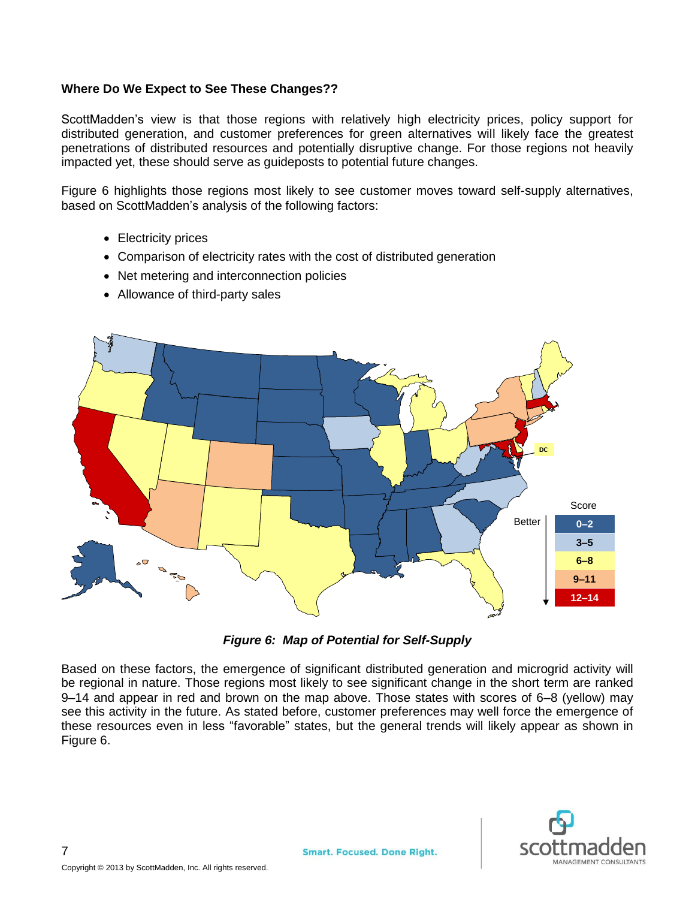**Where Do We Expect to See These Changes??**

ScottMadden's view is that those regions with relatively high electricity prices, policy support for distributed generation, and customer preferences for green alternatives will likely face the greatest penetrations of distributed resources and potentially disruptive change. For those regions not heavily impacted yet, these should serve as guideposts to potential future changes.

Figure 6 highlights those regions most likely to see customer moves toward self-supply alternatives, based on ScottMadden's analysis of the following factors:

- Electricity prices
- Comparison of electricity rates with the cost of distributed generation
- Net metering and interconnection policies
- Allowance of third-party sales

***Figure 6: Map of Potential for Self-Supply***

Based on these factors, the emergence of significant distributed generation and microgrid activity will be regional in nature. Those regions most likely to see significant change in the short term are ranked 9–14 and appear in red and brown on the map above. Those states with scores of 6–8 (yellow) may see this activity in the future. As stated before, customer preferences may well force the emergence of these resources even in less "favorable" states, but the general trends will likely appear as shown in Figure 6.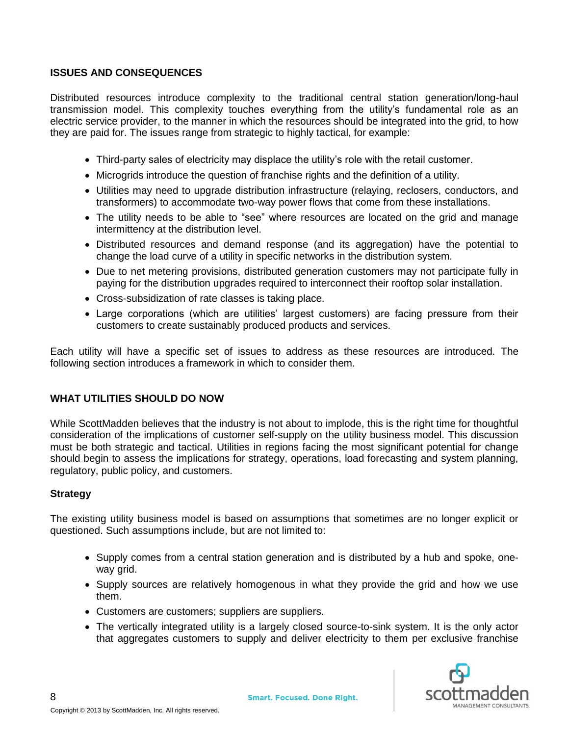## ISSUES AND CONSEQUENCES

Distributed resources introduce complexity to the traditional central station generation/long-haul transmission model. This complexity touches everything from the utility's fundamental role as an electric service provider, to the manner in which the resources should be integrated into the grid, to how they are paid for. The issues range from strategic to highly tactical, for example:

- Third-party sales of electricity may displace the utility's role with the retail customer.
- Microgrids introduce the question of franchise rights and the definition of a utility.
- Utilities may need to upgrade distribution infrastructure (relaying, reclosers, conductors, and transformers) to accommodate two-way power flows that come from these installations.
- The utility needs to be able to "see" where resources are located on the grid and manage intermittency at the distribution level.
- Distributed resources and demand response (and its aggregation) have the potential to change the load curve of a utility in specific networks in the distribution system.
- Due to net metering provisions, distributed generation customers may not participate fully in paying for the distribution upgrades required to interconnect their rooftop solar installation.
- Cross-subsidization of rate classes is taking place.
- Large corporations (which are utilities' largest customers) are facing pressure from their customers to create sustainably produced products and services.

Each utility will have a specific set of issues to address as these resources are introduced. The following section introduces a framework in which to consider them.

## WHAT UTILITIES SHOULD DO NOW

While ScottMadden believes that the industry is not about to implode, this is the right time for thoughtful consideration of the implications of customer self-supply on the utility business model. This discussion must be both strategic and tactical. Utilities in regions facing the most significant potential for change should begin to assess the implications for strategy, operations, load forecasting and system planning, regulatory, public policy, and customers.

### Strategy

The existing utility business model is based on assumptions that sometimes are no longer explicit or questioned. Such assumptions include, but are not limited to:

- Supply comes from a central station generation and is distributed by a hub and spoke, one-way grid.
- Supply sources are relatively homogenous in what they provide the grid and how we use them.
- Customers are customers; suppliers are suppliers.
- The vertically integrated utility is a largely closed source-to-sink system. It is the only actor that aggregates customers to supply and deliver electricity to them per exclusive franchise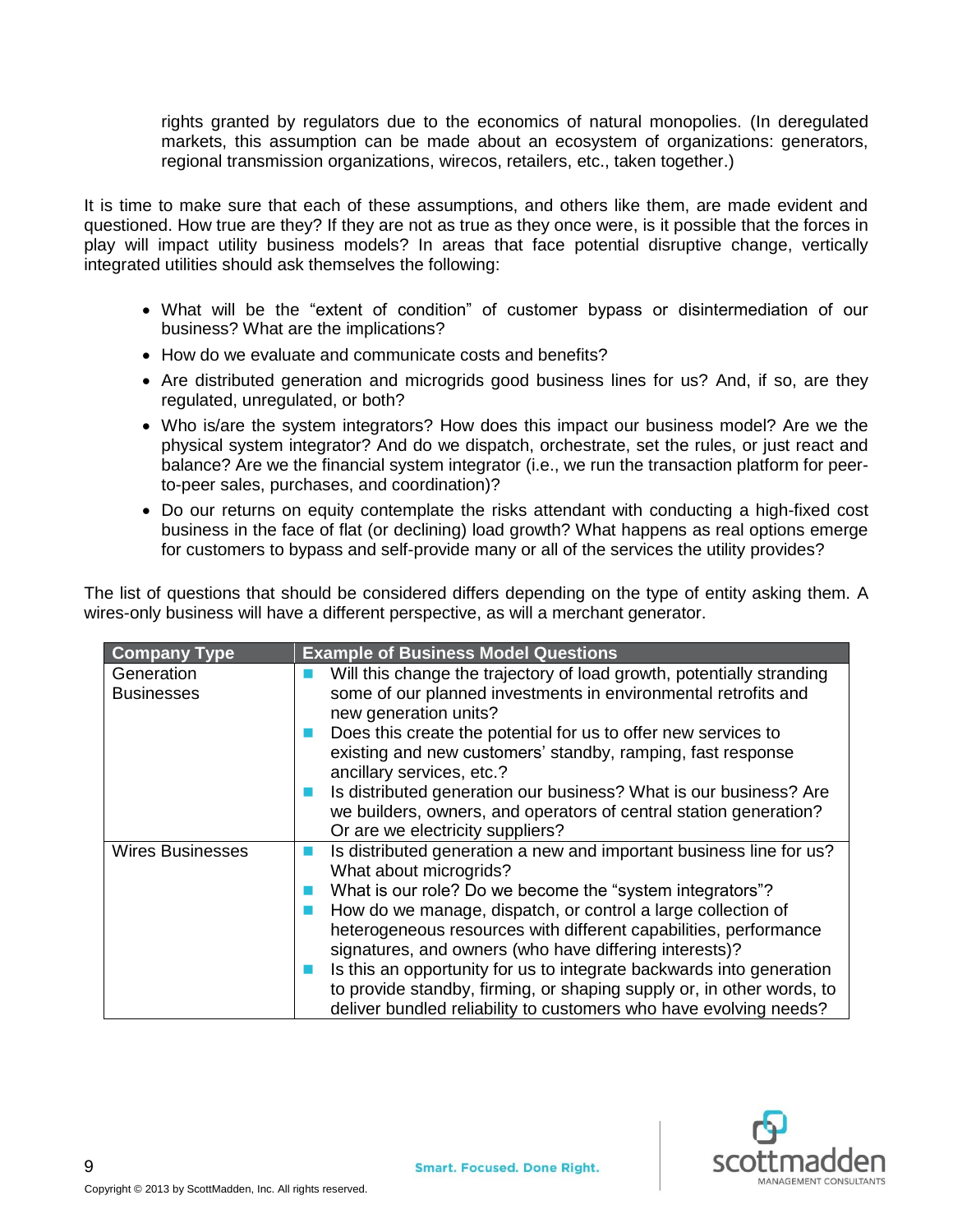rights granted by regulators due to the economics of natural monopolies. (In deregulated markets, this assumption can be made about an ecosystem of organizations: generators, regional transmission organizations, wirecos, retailers, etc., taken together.)

It is time to make sure that each of these assumptions, and others like them, are made evident and questioned. How true are they? If they are not as true as they once were, is it possible that the forces in play will impact utility business models? In areas that face potential disruptive change, vertically integrated utilities should ask themselves the following:

- What will be the "extent of condition" of customer bypass or disintermediation of our business? What are the implications?
- How do we evaluate and communicate costs and benefits?
- Are distributed generation and microgrids good business lines for us? And, if so, are they regulated, unregulated, or both?
- Who is/are the system integrators? How does this impact our business model? Are we the physical system integrator? And do we dispatch, orchestrate, set the rules, or just react and balance? Are we the financial system integrator (i.e., we run the transaction platform for peer-to-peer sales, purchases, and coordination)?
- Do our returns on equity contemplate the risks attendant with conducting a high-fixed cost business in the face of flat (or declining) load growth? What happens as real options emerge for customers to bypass and self-provide many or all of the services the utility provides?

The list of questions that should be considered differs depending on the type of entity asking them. A wires-only business will have a different perspective, as will a merchant generator.

| Company Type | Example of Business Model Questions |
|---|---|
| Generation Businesses | ■ Will this change the trajectory of load growth, potentially stranding some of our planned investments in environmental retrofits and new generation units?<br>■ Does this create the potential for us to offer new services to existing and new customers' standby, ramping, fast response ancillary services, etc.?<br>■ Is distributed generation our business? What is our business? Are we builders, owners, and operators of central station generation? Or are we electricity suppliers? |
| Wires Businesses | ■ Is distributed generation a new and important business line for us? What about microgrids?<br>■ What is our role? Do we become the "system integrators"?<br>■ How do we manage, dispatch, or control a large collection of heterogeneous resources with different capabilities, performance signatures, and owners (who have differing interests)?<br>■ Is this an opportunity for us to integrate backwards into generation to provide standby, firming, or shaping supply or, in other words, to deliver bundled reliability to customers who have evolving needs? |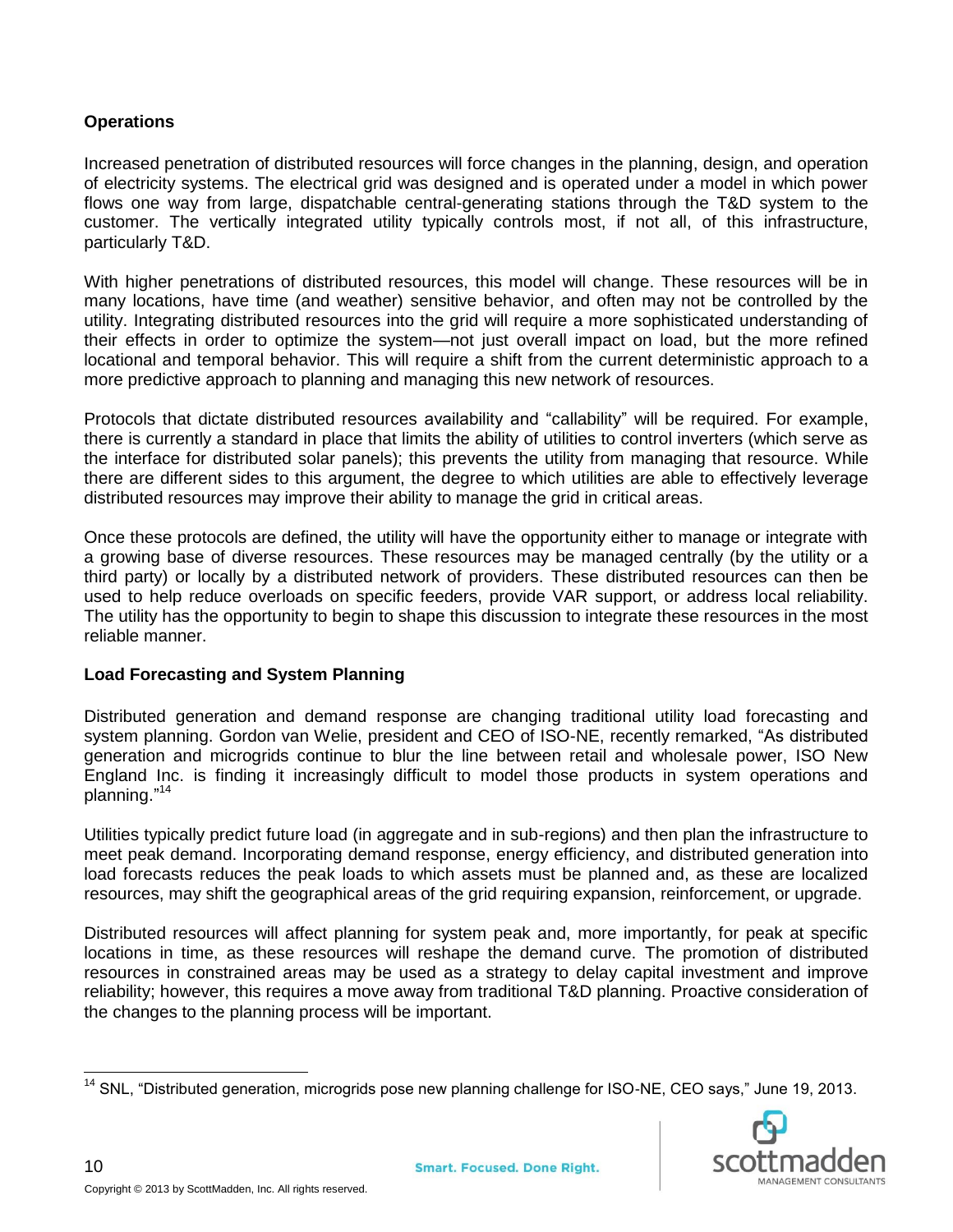**Operations**

Increased penetration of distributed resources will force changes in the planning, design, and operation of electricity systems. The electrical grid was designed and is operated under a model in which power flows one way from large, dispatchable central-generating stations through the T&D system to the customer. The vertically integrated utility typically controls most, if not all, of this infrastructure, particularly T&D.

With higher penetrations of distributed resources, this model will change. These resources will be in many locations, have time (and weather) sensitive behavior, and often may not be controlled by the utility. Integrating distributed resources into the grid will require a more sophisticated understanding of their effects in order to optimize the system—not just overall impact on load, but the more refined locational and temporal behavior. This will require a shift from the current deterministic approach to a more predictive approach to planning and managing this new network of resources.

Protocols that dictate distributed resources availability and "callability" will be required. For example, there is currently a standard in place that limits the ability of utilities to control inverters (which serve as the interface for distributed solar panels); this prevents the utility from managing that resource. While there are different sides to this argument, the degree to which utilities are able to effectively leverage distributed resources may improve their ability to manage the grid in critical areas.

Once these protocols are defined, the utility will have the opportunity either to manage or integrate with a growing base of diverse resources. These resources may be managed centrally (by the utility or a third party) or locally by a distributed network of providers. These distributed resources can then be used to help reduce overloads on specific feeders, provide VAR support, or address local reliability. The utility has the opportunity to begin to shape this discussion to integrate these resources in the most reliable manner.

**Load Forecasting and System Planning**

Distributed generation and demand response are changing traditional utility load forecasting and system planning. Gordon van Welie, president and CEO of ISO-NE, recently remarked, "As distributed generation and microgrids continue to blur the line between retail and wholesale power, ISO New England Inc. is finding it increasingly difficult to model those products in system operations and planning."[14]

Utilities typically predict future load (in aggregate and in sub-regions) and then plan the infrastructure to meet peak demand. Incorporating demand response, energy efficiency, and distributed generation into load forecasts reduces the peak loads to which assets must be planned and, as these are localized resources, may shift the geographical areas of the grid requiring expansion, reinforcement, or upgrade.

Distributed resources will affect planning for system peak and, more importantly, for peak at specific locations in time, as these resources will reshape the demand curve. The promotion of distributed resources in constrained areas may be used as a strategy to delay capital investment and improve reliability; however, this requires a move away from traditional T&D planning. Proactive consideration of the changes to the planning process will be important.

---

[14] SNL, "Distributed generation, microgrids pose new planning challenge for ISO-NE, CEO says," June 19, 2013.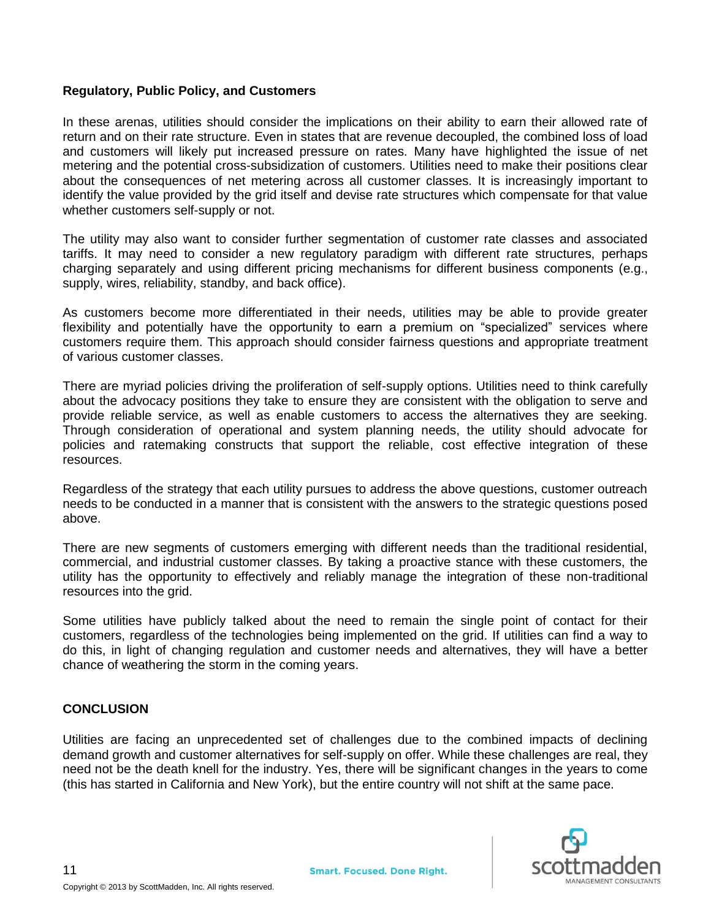### Regulatory, Public Policy, and Customers

In these arenas, utilities should consider the implications on their ability to earn their allowed rate of return and on their rate structure. Even in states that are revenue decoupled, the combined loss of load and customers will likely put increased pressure on rates. Many have highlighted the issue of net metering and the potential cross-subsidization of customers. Utilities need to make their positions clear about the consequences of net metering across all customer classes. It is increasingly important to identify the value provided by the grid itself and devise rate structures which compensate for that value whether customers self-supply or not.

The utility may also want to consider further segmentation of customer rate classes and associated tariffs. It may need to consider a new regulatory paradigm with different rate structures, perhaps charging separately and using different pricing mechanisms for different business components (e.g., supply, wires, reliability, standby, and back office).

As customers become more differentiated in their needs, utilities may be able to provide greater flexibility and potentially have the opportunity to earn a premium on "specialized" services where customers require them. This approach should consider fairness questions and appropriate treatment of various customer classes.

There are myriad policies driving the proliferation of self-supply options. Utilities need to think carefully about the advocacy positions they take to ensure they are consistent with the obligation to serve and provide reliable service, as well as enable customers to access the alternatives they are seeking. Through consideration of operational and system planning needs, the utility should advocate for policies and ratemaking constructs that support the reliable, cost effective integration of these resources.

Regardless of the strategy that each utility pursues to address the above questions, customer outreach needs to be conducted in a manner that is consistent with the answers to the strategic questions posed above.

There are new segments of customers emerging with different needs than the traditional residential, commercial, and industrial customer classes. By taking a proactive stance with these customers, the utility has the opportunity to effectively and reliably manage the integration of these non-traditional resources into the grid.

Some utilities have publicly talked about the need to remain the single point of contact for their customers, regardless of the technologies being implemented on the grid. If utilities can find a way to do this, in light of changing regulation and customer needs and alternatives, they will have a better chance of weathering the storm in the coming years.

## CONCLUSION

Utilities are facing an unprecedented set of challenges due to the combined impacts of declining demand growth and customer alternatives for self-supply on offer. While these challenges are real, they need not be the death knell for the industry. Yes, there will be significant changes in the years to come (this has started in California and New York), but the entire country will not shift at the same pace.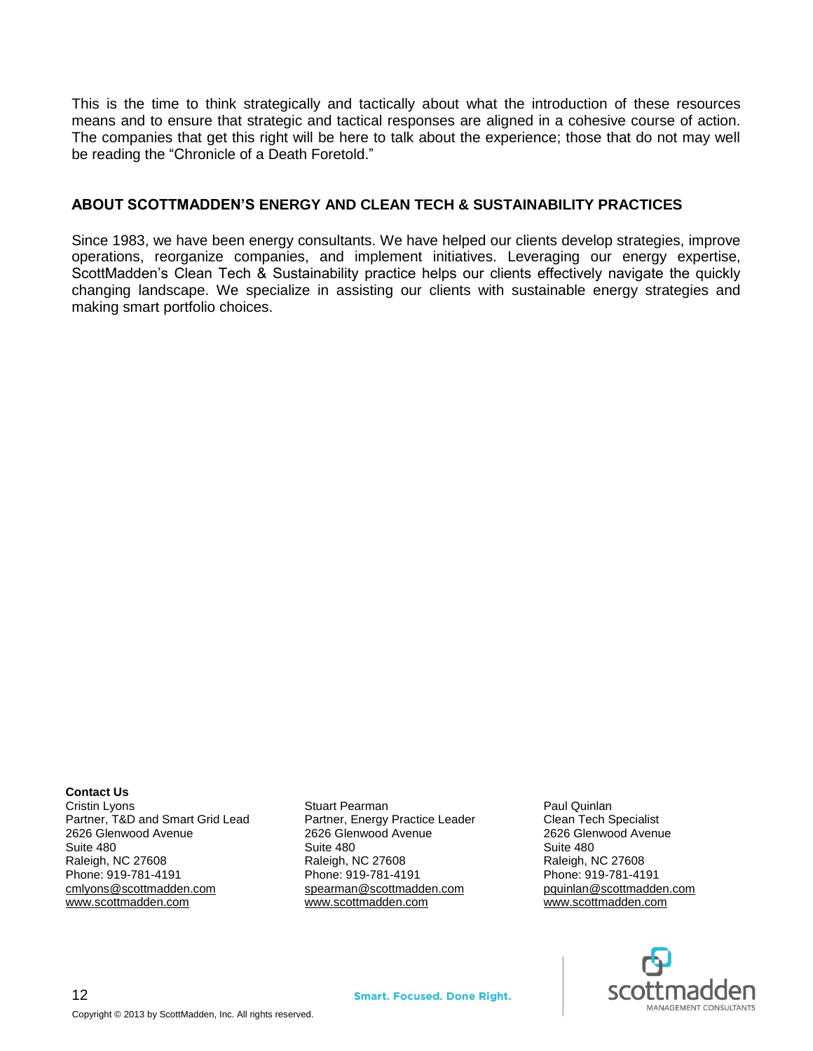This is the time to think strategically and tactically about what the introduction of these resources means and to ensure that strategic and tactical responses are aligned in a cohesive course of action. The companies that get this right will be here to talk about the experience; those that do not may well be reading the "Chronicle of a Death Foretold."

## ABOUT SCOTTMADDEN'S ENERGY AND CLEAN TECH & SUSTAINABILITY PRACTICES

Since 1983, we have been energy consultants. We have helped our clients develop strategies, improve operations, reorganize companies, and implement initiatives. Leveraging our energy expertise, ScottMadden's Clean Tech & Sustainability practice helps our clients effectively navigate the quickly changing landscape. We specialize in assisting our clients with sustainable energy strategies and making smart portfolio choices.

**Contact Us**

Cristin Lyons
Partner, T&D and Smart Grid Lead
2626 Glenwood Avenue
Suite 480
Raleigh, NC 27608
Phone: 919-781-4191
cmlyons@scottmadden.com
www.scottmadden.com

Stuart Pearman
Partner, Energy Practice Leader
2626 Glenwood Avenue
Suite 480
Raleigh, NC 27608
Phone: 919-781-4191
spearman@scottmadden.com
www.scottmadden.com

Paul Quinlan
Clean Tech Specialist
2626 Glenwood Avenue
Suite 480
Raleigh, NC 27608
Phone: 919-781-4191
pquinlan@scottmadden.com
www.scottmadden.com

Smart. Focused. Done Right.

scottmadden MANAGEMENT CONSULTANTS

Copyright © 2013 by ScottMadden, Inc. All rights reserved.